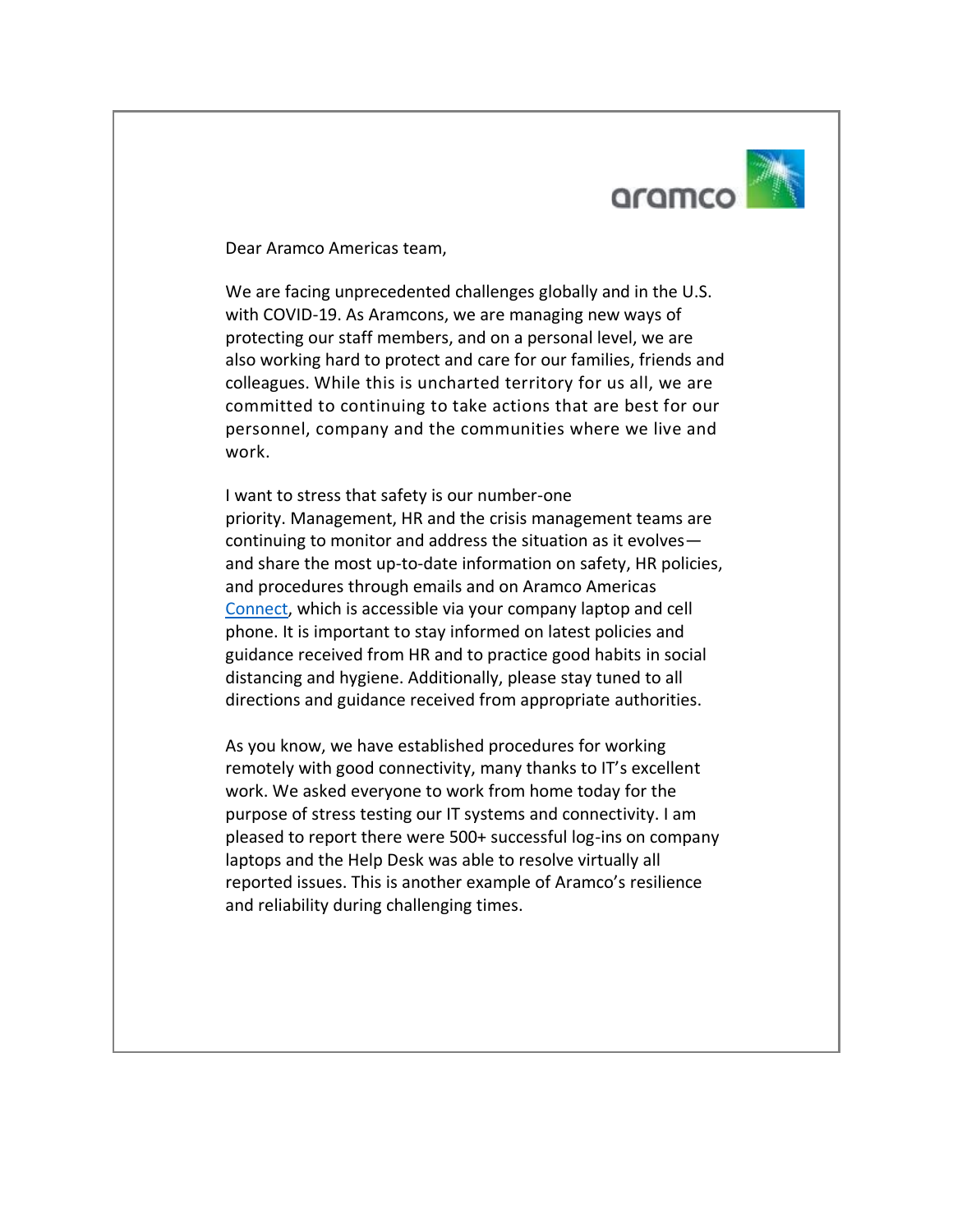aramco

Dear Aramco Americas team,

We are facing unprecedented challenges globally and in the U.S. with COVID-19. As Aramcons, we are managing new ways of protecting our staff members, and on a personal level, we are also working hard to protect and care for our families, friends and colleagues. While this is uncharted territory for us all, we are committed to continuing to take actions that are best for our personnel, company and the communities where we live and work.

I want to stress that safety is our number-one priority. Management, HR and the crisis management teams are continuing to monitor and address the situation as it evolves—and share the most up-to-date information on safety, HR policies, and procedures through emails and on Aramco Americas Connect, which is accessible via your company laptop and cell phone. It is important to stay informed on latest policies and guidance received from HR and to practice good habits in social distancing and hygiene. Additionally, please stay tuned to all directions and guidance received from appropriate authorities.

As you know, we have established procedures for working remotely with good connectivity, many thanks to IT's excellent work. We asked everyone to work from home today for the purpose of stress testing our IT systems and connectivity. I am pleased to report there were 500+ successful log-ins on company laptops and the Help Desk was able to resolve virtually all reported issues. This is another example of Aramco's resilience and reliability during challenging times.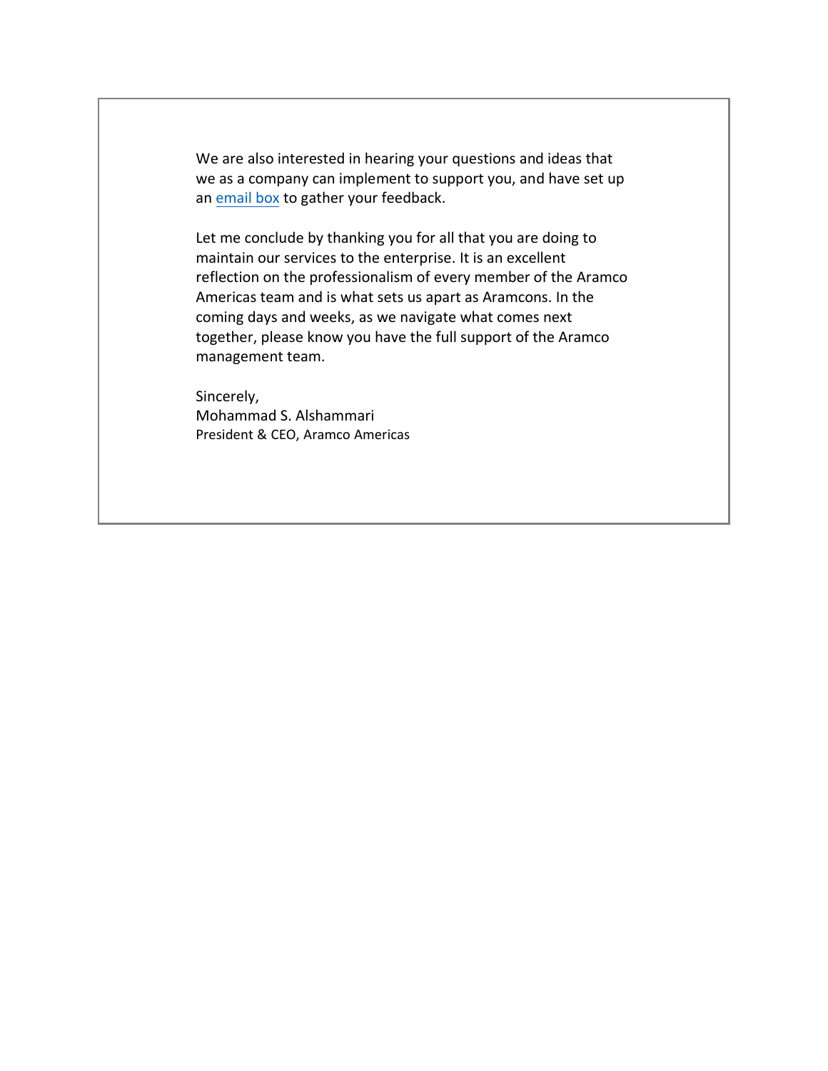We are also interested in hearing your questions and ideas that we as a company can implement to support you, and have set up an email box to gather your feedback.

Let me conclude by thanking you for all that you are doing to maintain our services to the enterprise. It is an excellent reflection on the professionalism of every member of the Aramco Americas team and is what sets us apart as Aramcons. In the coming days and weeks, as we navigate what comes next together, please know you have the full support of the Aramco management team.

Sincerely,
Mohammad S. Alshammari
President & CEO, Aramco Americas